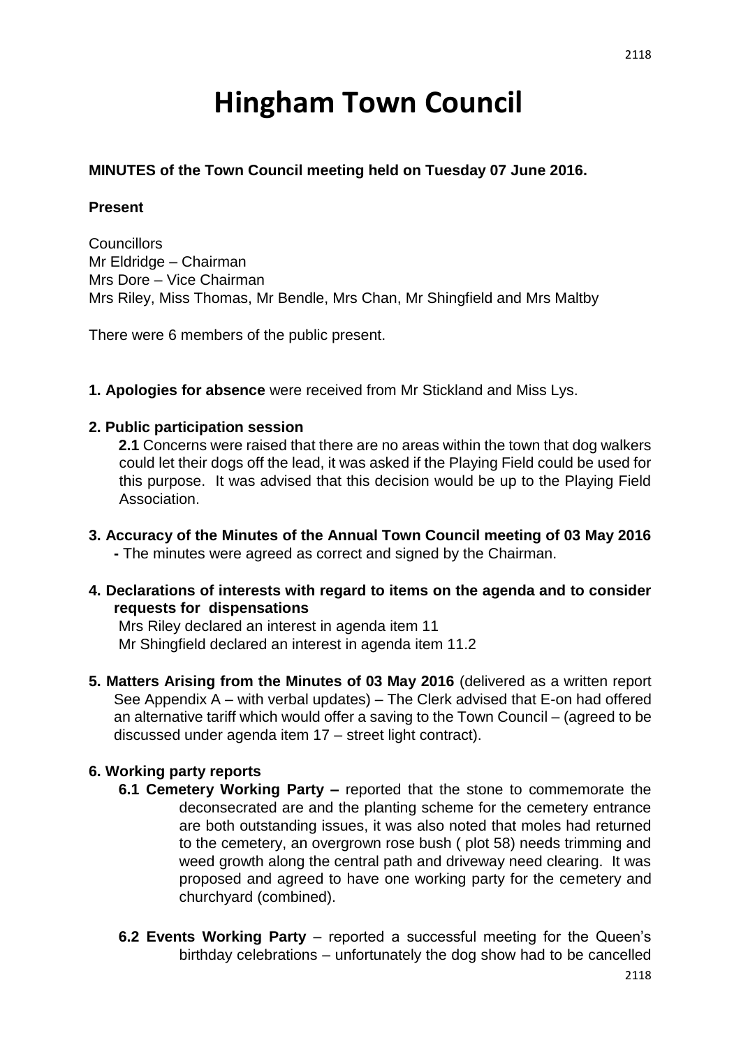# Hingham Town Council

**MINUTES of the Town Council meeting held on Tuesday 07 June 2016.**

**Present**

Councillors
Mr Eldridge – Chairman
Mrs Dore – Vice Chairman
Mrs Riley, Miss Thomas, Mr Bendle, Mrs Chan, Mr Shingfield and Mrs Maltby

There were 6 members of the public present.

**1. Apologies for absence** were received from Mr Stickland and Miss Lys.

**2. Public participation session**

**2.1** Concerns were raised that there are no areas within the town that dog walkers could let their dogs off the lead, it was asked if the Playing Field could be used for this purpose. It was advised that this decision would be up to the Playing Field Association.

**3. Accuracy of the Minutes of the Annual Town Council meeting of 03 May 2016 -** The minutes were agreed as correct and signed by the Chairman.

**4. Declarations of interests with regard to items on the agenda and to consider requests for dispensations**

Mrs Riley declared an interest in agenda item 11
Mr Shingfield declared an interest in agenda item 11.2

**5. Matters Arising from the Minutes of 03 May 2016** (delivered as a written report See Appendix A – with verbal updates) – The Clerk advised that E-on had offered an alternative tariff which would offer a saving to the Town Council – (agreed to be discussed under agenda item 17 – street light contract).

**6. Working party reports**

**6.1 Cemetery Working Party –** reported that the stone to commemorate the deconsecrated are and the planting scheme for the cemetery entrance are both outstanding issues, it was also noted that moles had returned to the cemetery, an overgrown rose bush ( plot 58) needs trimming and weed growth along the central path and driveway need clearing. It was proposed and agreed to have one working party for the cemetery and churchyard (combined).

**6.2 Events Working Party** – reported a successful meeting for the Queen's birthday celebrations – unfortunately the dog show had to be cancelled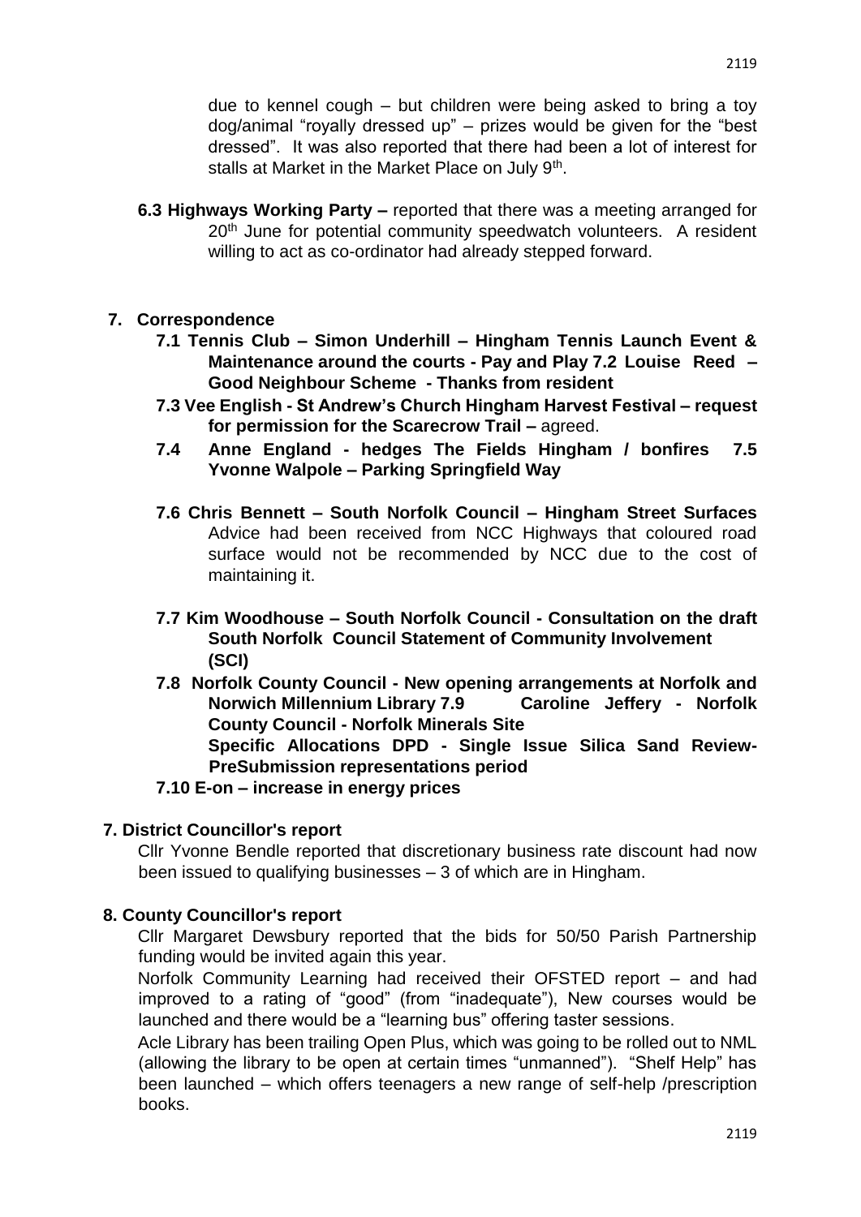due to kennel cough – but children were being asked to bring a toy dog/animal "royally dressed up" – prizes would be given for the "best dressed". It was also reported that there had been a lot of interest for stalls at Market in the Market Place on July 9th.

**6.3 Highways Working Party –** reported that there was a meeting arranged for 20th June for potential community speedwatch volunteers. A resident willing to act as co-ordinator had already stepped forward.

## 7. Correspondence

**7.1 Tennis Club – Simon Underhill – Hingham Tennis Launch Event & Maintenance around the courts - Pay and Play 7.2 Louise Reed – Good Neighbour Scheme - Thanks from resident**

**7.3 Vee English - St Andrew's Church Hingham Harvest Festival – request for permission for the Scarecrow Trail –** agreed.

**7.4 Anne England - hedges The Fields Hingham / bonfires 7.5 Yvonne Walpole – Parking Springfield Way**

**7.6 Chris Bennett – South Norfolk Council – Hingham Street Surfaces** Advice had been received from NCC Highways that coloured road surface would not be recommended by NCC due to the cost of maintaining it.

**7.7 Kim Woodhouse – South Norfolk Council - Consultation on the draft South Norfolk Council Statement of Community Involvement (SCI)**

**7.8 Norfolk County Council - New opening arrangements at Norfolk and Norwich Millennium Library 7.9 Caroline Jeffery - Norfolk County Council - Norfolk Minerals Site Specific Allocations DPD - Single Issue Silica Sand Review-PreSubmission representations period**

**7.10 E-on – increase in energy prices**

## 7. District Councillor's report

Cllr Yvonne Bendle reported that discretionary business rate discount had now been issued to qualifying businesses – 3 of which are in Hingham.

## 8. County Councillor's report

Cllr Margaret Dewsbury reported that the bids for 50/50 Parish Partnership funding would be invited again this year.

Norfolk Community Learning had received their OFSTED report – and had improved to a rating of "good" (from "inadequate"), New courses would be launched and there would be a "learning bus" offering taster sessions.

Acle Library has been trailing Open Plus, which was going to be rolled out to NML (allowing the library to be open at certain times "unmanned"). "Shelf Help" has been launched – which offers teenagers a new range of self-help /prescription books.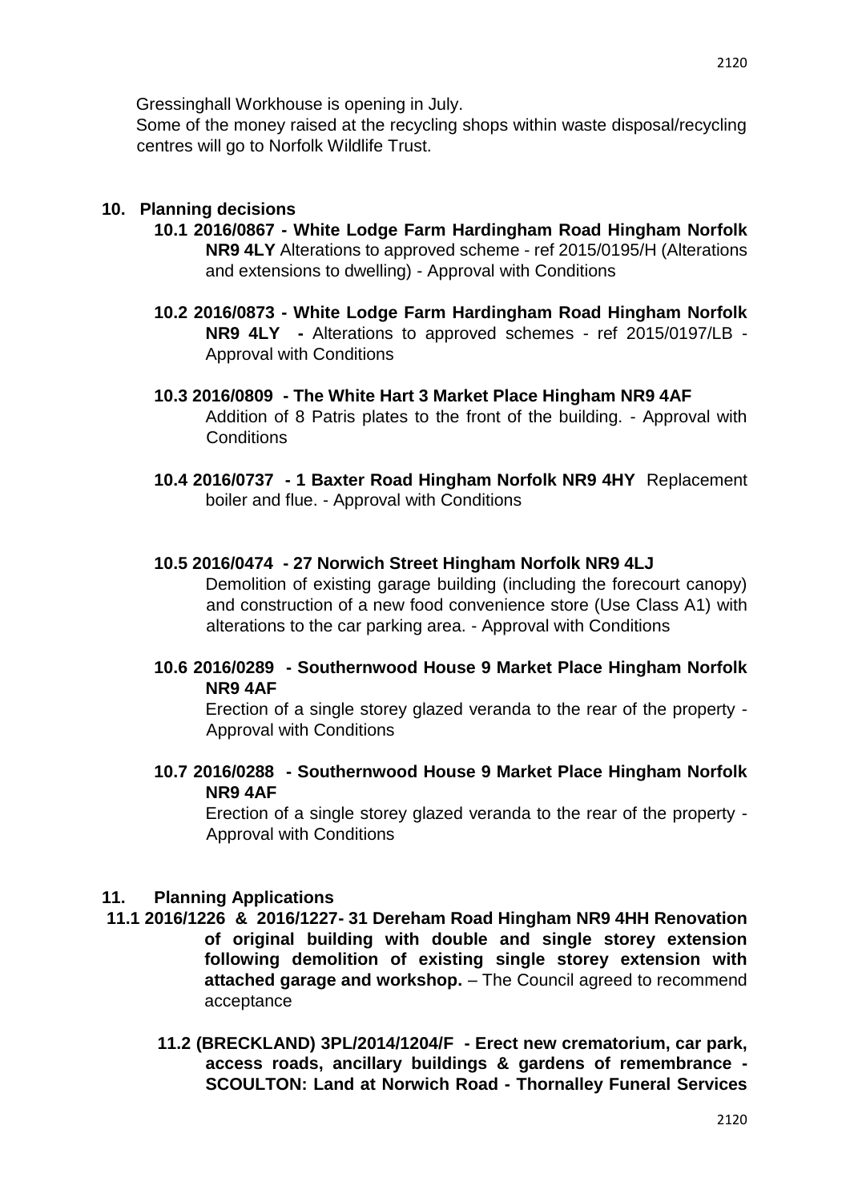Gressinghall Workhouse is opening in July.
Some of the money raised at the recycling shops within waste disposal/recycling centres will go to Norfolk Wildlife Trust.

## 10. Planning decisions

**10.1 2016/0867 - White Lodge Farm Hardingham Road Hingham Norfolk NR9 4LY** Alterations to approved scheme - ref 2015/0195/H (Alterations and extensions to dwelling) - Approval with Conditions

**10.2 2016/0873 - White Lodge Farm Hardingham Road Hingham Norfolk NR9 4LY -** Alterations to approved schemes - ref 2015/0197/LB - Approval with Conditions

**10.3 2016/0809 - The White Hart 3 Market Place Hingham NR9 4AF**
Addition of 8 Patris plates to the front of the building. - Approval with Conditions

**10.4 2016/0737 - 1 Baxter Road Hingham Norfolk NR9 4HY** Replacement boiler and flue. - Approval with Conditions

**10.5 2016/0474 - 27 Norwich Street Hingham Norfolk NR9 4LJ**
Demolition of existing garage building (including the forecourt canopy) and construction of a new food convenience store (Use Class A1) with alterations to the car parking area. - Approval with Conditions

**10.6 2016/0289 - Southernwood House 9 Market Place Hingham Norfolk NR9 4AF**
Erection of a single storey glazed veranda to the rear of the property - Approval with Conditions

**10.7 2016/0288 - Southernwood House 9 Market Place Hingham Norfolk NR9 4AF**
Erection of a single storey glazed veranda to the rear of the property - Approval with Conditions

## 11. Planning Applications

**11.1 2016/1226 & 2016/1227- 31 Dereham Road Hingham NR9 4HH Renovation of original building with double and single storey extension following demolition of existing single storey extension with attached garage and workshop.** – The Council agreed to recommend acceptance

**11.2 (BRECKLAND) 3PL/2014/1204/F - Erect new crematorium, car park, access roads, ancillary buildings & gardens of remembrance - SCOULTON: Land at Norwich Road - Thornalley Funeral Services**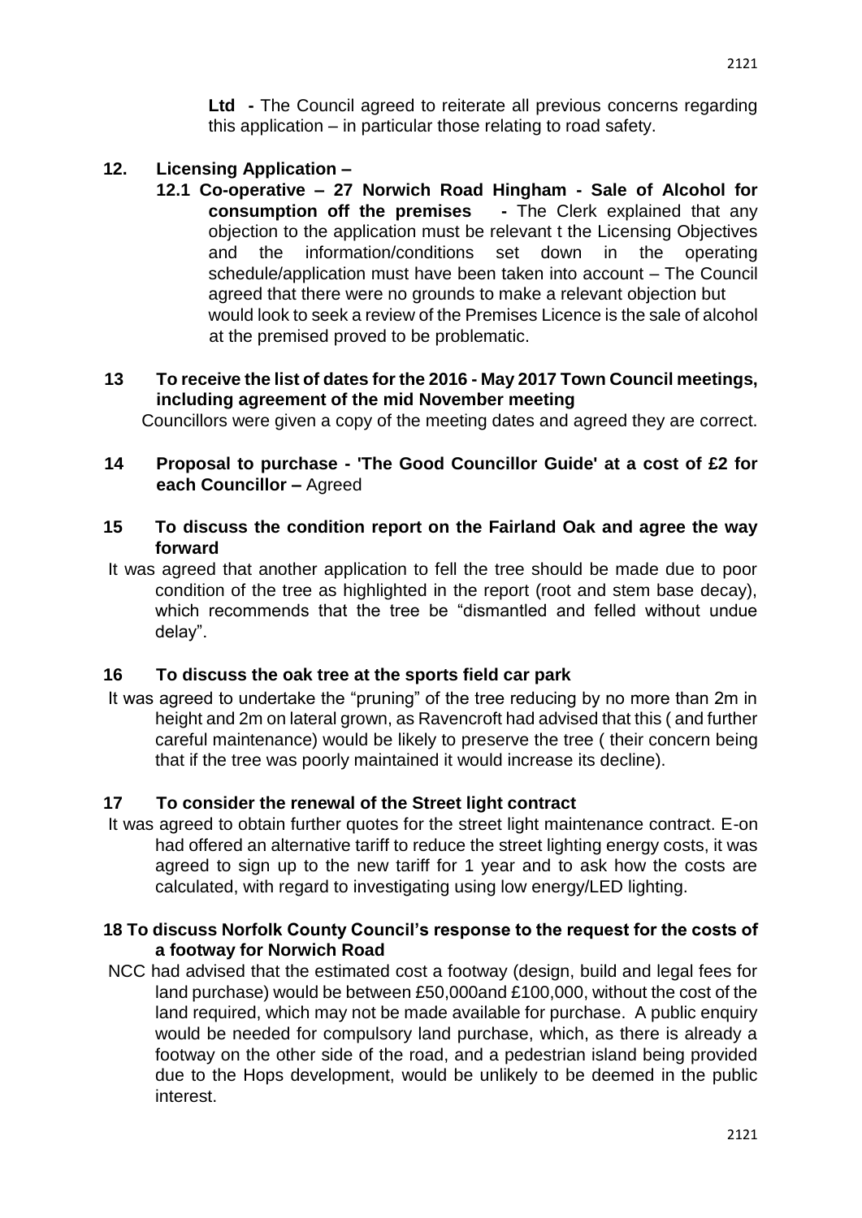**Ltd -** The Council agreed to reiterate all previous concerns regarding this application – in particular those relating to road safety.

**12. Licensing Application –**

**12.1 Co-operative – 27 Norwich Road Hingham - Sale of Alcohol for consumption off the premises -** The Clerk explained that any objection to the application must be relevant t the Licensing Objectives and the information/conditions set down in the operating schedule/application must have been taken into account – The Council agreed that there were no grounds to make a relevant objection but would look to seek a review of the Premises Licence is the sale of alcohol at the premised proved to be problematic.

**13 To receive the list of dates for the 2016 - May 2017 Town Council meetings, including agreement of the mid November meeting**

Councillors were given a copy of the meeting dates and agreed they are correct.

**14 Proposal to purchase - 'The Good Councillor Guide' at a cost of £2 for each Councillor –** Agreed

**15 To discuss the condition report on the Fairland Oak and agree the way forward**

It was agreed that another application to fell the tree should be made due to poor condition of the tree as highlighted in the report (root and stem base decay), which recommends that the tree be "dismantled and felled without undue delay".

**16 To discuss the oak tree at the sports field car park**

It was agreed to undertake the "pruning" of the tree reducing by no more than 2m in height and 2m on lateral grown, as Ravencroft had advised that this ( and further careful maintenance) would be likely to preserve the tree ( their concern being that if the tree was poorly maintained it would increase its decline).

**17 To consider the renewal of the Street light contract**

It was agreed to obtain further quotes for the street light maintenance contract. E-on had offered an alternative tariff to reduce the street lighting energy costs, it was agreed to sign up to the new tariff for 1 year and to ask how the costs are calculated, with regard to investigating using low energy/LED lighting.

**18 To discuss Norfolk County Council's response to the request for the costs of a footway for Norwich Road**

NCC had advised that the estimated cost a footway (design, build and legal fees for land purchase) would be between £50,000and £100,000, without the cost of the land required, which may not be made available for purchase. A public enquiry would be needed for compulsory land purchase, which, as there is already a footway on the other side of the road, and a pedestrian island being provided due to the Hops development, would be unlikely to be deemed in the public interest.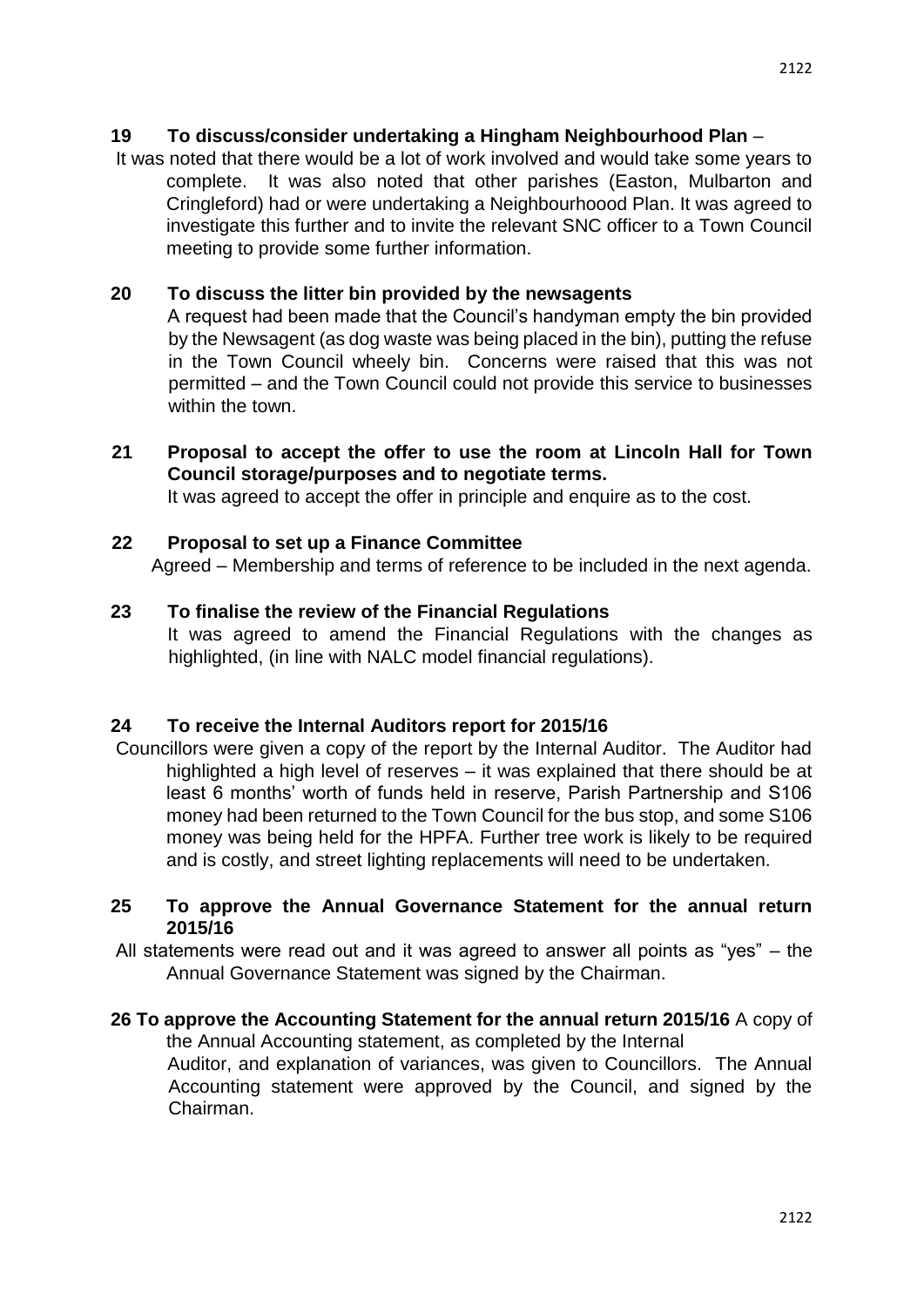**19 To discuss/consider undertaking a Hingham Neighbourhood Plan** –

It was noted that there would be a lot of work involved and would take some years to complete. It was also noted that other parishes (Easton, Mulbarton and Cringleford) had or were undertaking a Neighbourhoood Plan. It was agreed to investigate this further and to invite the relevant SNC officer to a Town Council meeting to provide some further information.

**20 To discuss the litter bin provided by the newsagents**

A request had been made that the Council's handyman empty the bin provided by the Newsagent (as dog waste was being placed in the bin), putting the refuse in the Town Council wheely bin. Concerns were raised that this was not permitted – and the Town Council could not provide this service to businesses within the town.

**21 Proposal to accept the offer to use the room at Lincoln Hall for Town Council storage/purposes and to negotiate terms.**

It was agreed to accept the offer in principle and enquire as to the cost.

**22 Proposal to set up a Finance Committee**

Agreed – Membership and terms of reference to be included in the next agenda.

**23 To finalise the review of the Financial Regulations**

It was agreed to amend the Financial Regulations with the changes as highlighted, (in line with NALC model financial regulations).

**24 To receive the Internal Auditors report for 2015/16**

Councillors were given a copy of the report by the Internal Auditor. The Auditor had highlighted a high level of reserves – it was explained that there should be at least 6 months' worth of funds held in reserve, Parish Partnership and S106 money had been returned to the Town Council for the bus stop, and some S106 money was being held for the HPFA. Further tree work is likely to be required and is costly, and street lighting replacements will need to be undertaken.

**25 To approve the Annual Governance Statement for the annual return 2015/16**

All statements were read out and it was agreed to answer all points as "yes" – the Annual Governance Statement was signed by the Chairman.

**26 To approve the Accounting Statement for the annual return 2015/16** A copy of the Annual Accounting statement, as completed by the Internal Auditor, and explanation of variances, was given to Councillors. The Annual Accounting statement were approved by the Council, and signed by the Chairman.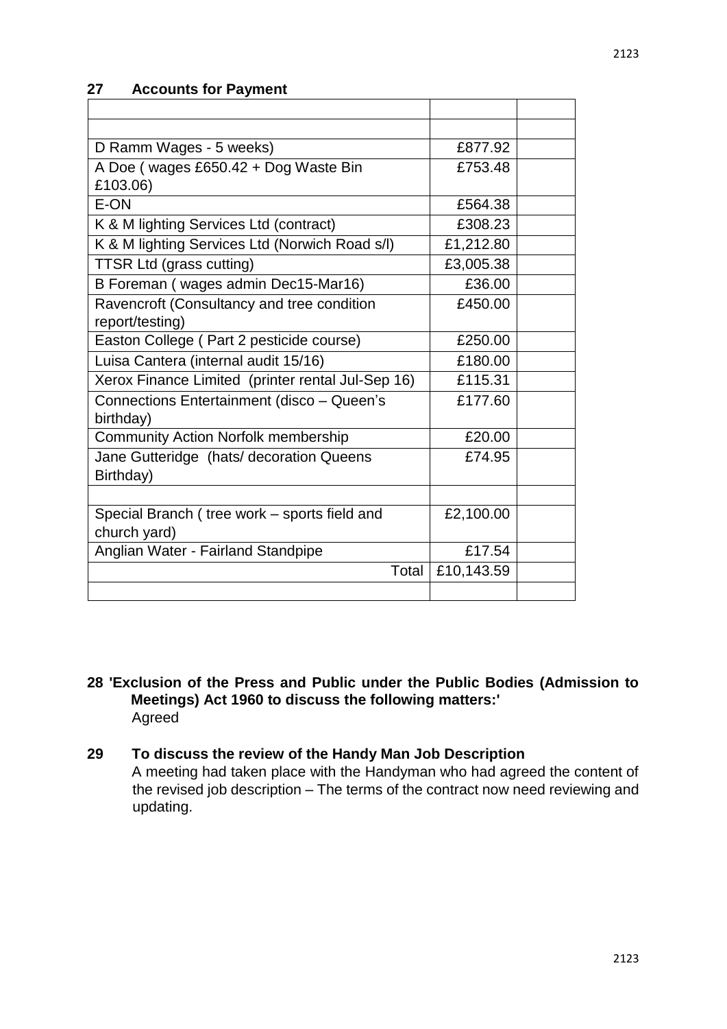## 27 Accounts for Payment

| | | |
|---|---|---|
| | | |
| D Ramm Wages - 5 weeks) | £877.92 | |
| A Doe ( wages £650.42 + Dog Waste Bin £103.06) | £753.48 | |
| E-ON | £564.38 | |
| K & M lighting Services Ltd (contract) | £308.23 | |
| K & M lighting Services Ltd (Norwich Road s/l) | £1,212.80 | |
| TTSR Ltd (grass cutting) | £3,005.38 | |
| B Foreman ( wages admin Dec15-Mar16) | £36.00 | |
| Ravencroft (Consultancy and tree condition report/testing) | £450.00 | |
| Easton College ( Part 2 pesticide course) | £250.00 | |
| Luisa Cantera (internal audit 15/16) | £180.00 | |
| Xerox Finance Limited (printer rental Jul-Sep 16) | £115.31 | |
| Connections Entertainment (disco – Queen's birthday) | £177.60 | |
| Community Action Norfolk membership | £20.00 | |
| Jane Gutteridge (hats/ decoration Queens Birthday) | £74.95 | |
| | | |
| Special Branch ( tree work – sports field and church yard) | £2,100.00 | |
| Anglian Water - Fairland Standpipe | £17.54 | |
| Total | £10,143.59 | |
| | | |

**28 'Exclusion of the Press and Public under the Public Bodies (Admission to Meetings) Act 1960 to discuss the following matters:'**
Agreed

**29 To discuss the review of the Handy Man Job Description**
A meeting had taken place with the Handyman who had agreed the content of the revised job description – The terms of the contract now need reviewing and updating.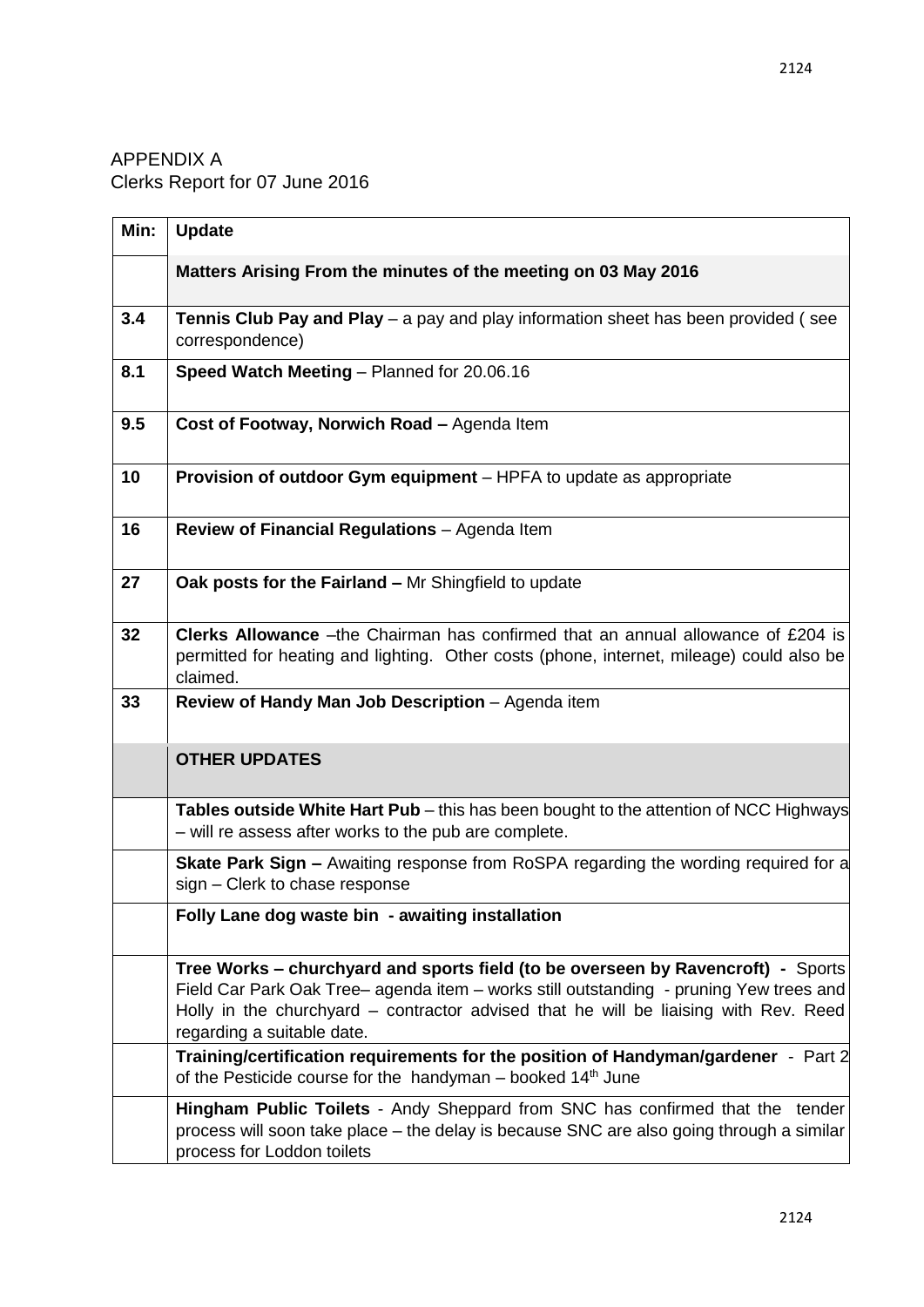APPENDIX A
Clerks Report for 07 June 2016

| Min: | Update |
|---|---|
| | **Matters Arising From the minutes of the meeting on 03 May 2016** |
| 3.4 | **Tennis Club Pay and Play** – a pay and play information sheet has been provided ( see correspondence) |
| 8.1 | **Speed Watch Meeting** – Planned for 20.06.16 |
| 9.5 | **Cost of Footway, Norwich Road –** Agenda Item |
| 10 | **Provision of outdoor Gym equipment** – HPFA to update as appropriate |
| 16 | **Review of Financial Regulations** – Agenda Item |
| 27 | **Oak posts for the Fairland –** Mr Shingfield to update |
| 32 | **Clerks Allowance** –the Chairman has confirmed that an annual allowance of £204 is permitted for heating and lighting. Other costs (phone, internet, mileage) could also be claimed. |
| 33 | **Review of Handy Man Job Description** – Agenda item |
| | **OTHER UPDATES** |
| | **Tables outside White Hart Pub** – this has been bought to the attention of NCC Highways – will re assess after works to the pub are complete. |
| | **Skate Park Sign –** Awaiting response from RoSPA regarding the wording required for a sign – Clerk to chase response |
| | **Folly Lane dog waste bin - awaiting installation** |
| | **Tree Works – churchyard and sports field (to be overseen by Ravencroft) -** Sports Field Car Park Oak Tree– agenda item – works still outstanding - pruning Yew trees and Holly in the churchyard – contractor advised that he will be liaising with Rev. Reed regarding a suitable date. |
| | **Training/certification requirements for the position of Handyman/gardener** - Part 2 of the Pesticide course for the handyman – booked 14th June |
| | **Hingham Public Toilets** - Andy Sheppard from SNC has confirmed that the tender process will soon take place – the delay is because SNC are also going through a similar process for Loddon toilets |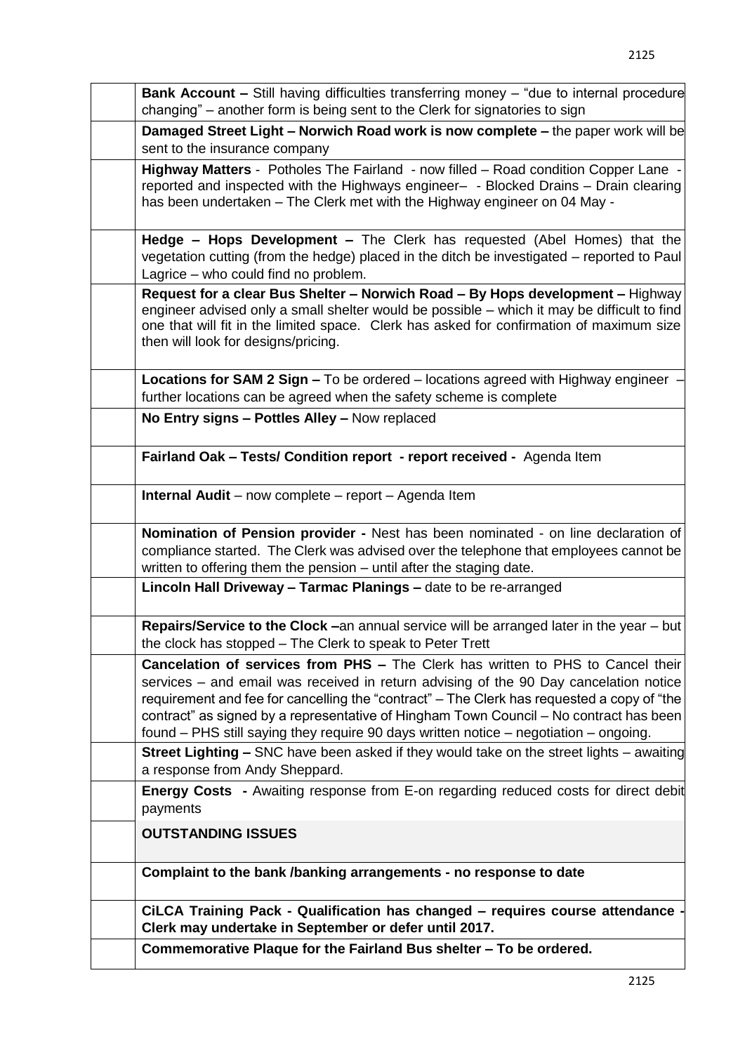| | |
|---|---|
| | **Bank Account –** Still having difficulties transferring money – "due to internal procedure changing" – another form is being sent to the Clerk for signatories to sign |
| | **Damaged Street Light – Norwich Road work is now complete –** the paper work will be sent to the insurance company |
| | **Highway Matters** - Potholes The Fairland - now filled – Road condition Copper Lane - reported and inspected with the Highways engineer– - Blocked Drains – Drain clearing has been undertaken – The Clerk met with the Highway engineer on 04 May - |
| | **Hedge – Hops Development –** The Clerk has requested (Abel Homes) that the vegetation cutting (from the hedge) placed in the ditch be investigated – reported to Paul Lagrice – who could find no problem. |
| | **Request for a clear Bus Shelter – Norwich Road – By Hops development –** Highway engineer advised only a small shelter would be possible – which it may be difficult to find one that will fit in the limited space. Clerk has asked for confirmation of maximum size then will look for designs/pricing. |
| | **Locations for SAM 2 Sign –** To be ordered – locations agreed with Highway engineer – further locations can be agreed when the safety scheme is complete |
| | **No Entry signs – Pottles Alley –** Now replaced |
| | **Fairland Oak – Tests/ Condition report - report received -** Agenda Item |
| | **Internal Audit** – now complete – report – Agenda Item |
| | **Nomination of Pension provider -** Nest has been nominated - on line declaration of compliance started. The Clerk was advised over the telephone that employees cannot be written to offering them the pension – until after the staging date. |
| | **Lincoln Hall Driveway – Tarmac Planings –** date to be re-arranged |
| | **Repairs/Service to the Clock –**an annual service will be arranged later in the year – but the clock has stopped – The Clerk to speak to Peter Trett |
| | **Cancelation of services from PHS –** The Clerk has written to PHS to Cancel their services – and email was received in return advising of the 90 Day cancelation notice requirement and fee for cancelling the "contract" – The Clerk has requested a copy of "the contract" as signed by a representative of Hingham Town Council – No contract has been found – PHS still saying they require 90 days written notice – negotiation – ongoing. |
| | **Street Lighting –** SNC have been asked if they would take on the street lights – awaiting a response from Andy Sheppard. |
| | **Energy Costs -** Awaiting response from E-on regarding reduced costs for direct debit payments |
| | **OUTSTANDING ISSUES** |
| | **Complaint to the bank /banking arrangements - no response to date** |
| | **CiLCA Training Pack - Qualification has changed – requires course attendance - Clerk may undertake in September or defer until 2017.** |
| | **Commemorative Plaque for the Fairland Bus shelter – To be ordered.** |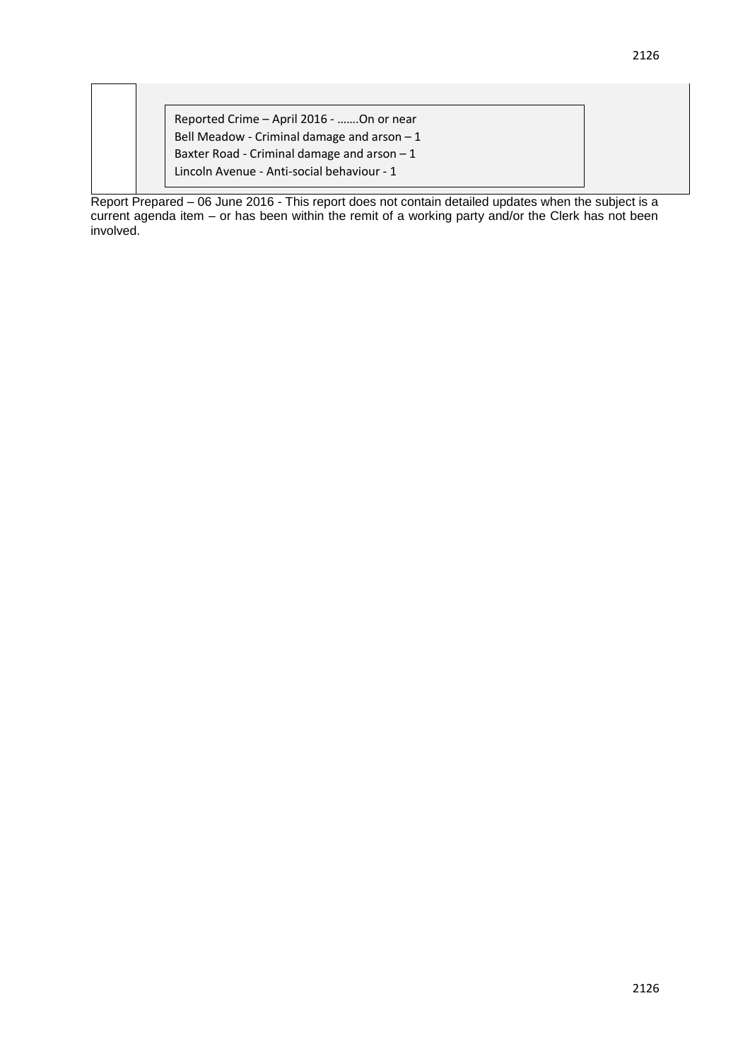Reported Crime – April 2016 - …….On or near
Bell Meadow - Criminal damage and arson – 1
Baxter Road - Criminal damage and arson – 1
Lincoln Avenue - Anti-social behaviour - 1

Report Prepared – 06 June 2016 - This report does not contain detailed updates when the subject is a current agenda item – or has been within the remit of a working party and/or the Clerk has not been involved.